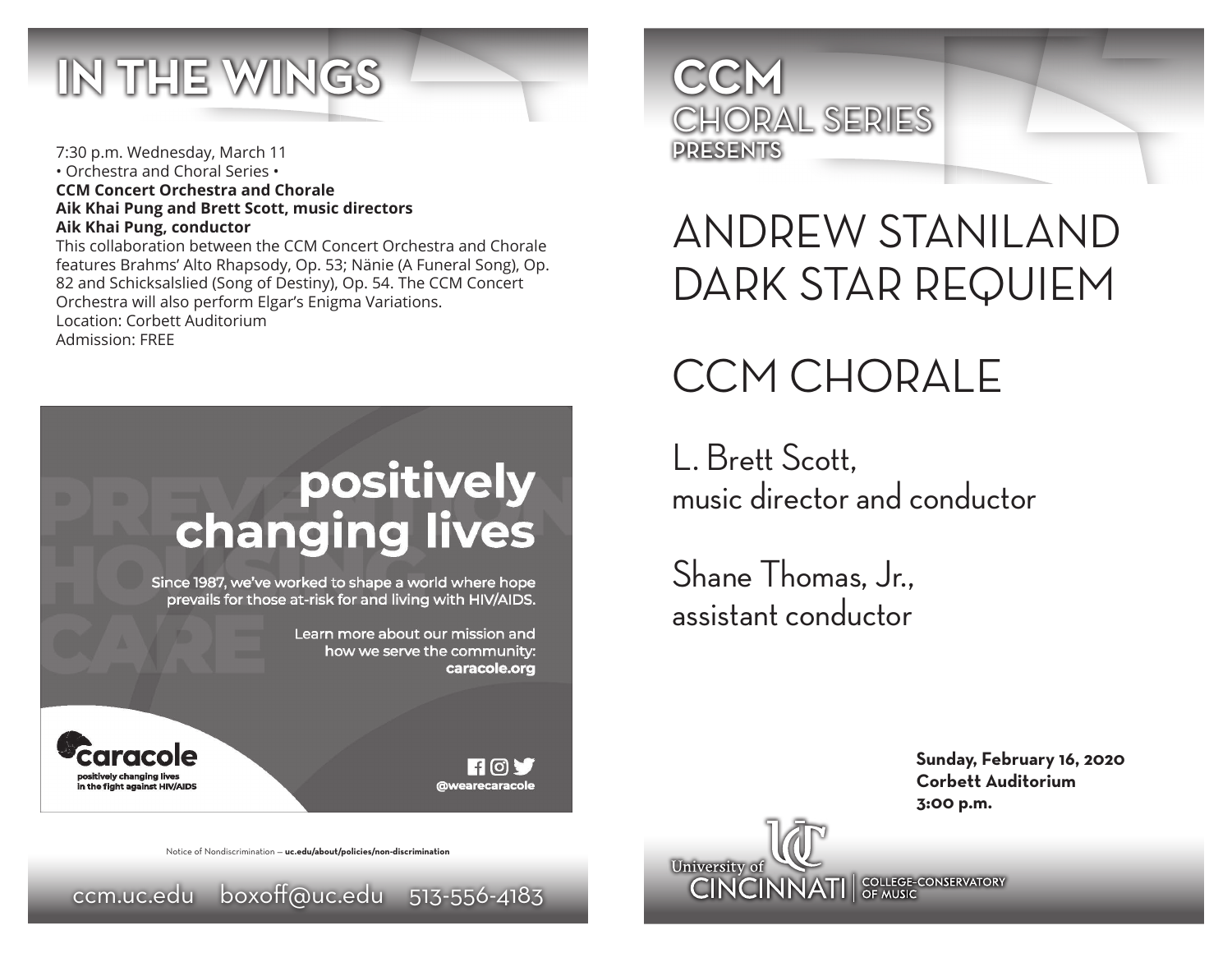# IN THE WINGS

7:30 p.m. Wednesday, March 11
• Orchestra and Choral Series •
**CCM Concert Orchestra and Chorale**
**Aik Khai Pung and Brett Scott, music directors**
**Aik Khai Pung, conductor**
This collaboration between the CCM Concert Orchestra and Chorale features Brahms' Alto Rhapsody, Op. 53; Nänie (A Funeral Song), Op. 82 and Schicksalslied (Song of Destiny), Op. 54. The CCM Concert Orchestra will also perform Elgar's Enigma Variations.
Location: Corbett Auditorium
Admission: FREE

**positively changing lives**

Since 1987, we've worked to shape a world where hope prevails for those at-risk for and living with HIV/AIDS.

Learn more about our mission and how we serve the community: **caracole.org**

caracole
positively changing lives in the fight against HIV/AIDS

@wearecaracole

Notice of Nondiscrimination — **uc.edu/about/policies/non-discrimination**

ccm.uc.edu boxoff@uc.edu 513-556-4183

# CCM CHORAL SERIES PRESENTS

# ANDREW STANILAND DARK STAR REQUIEM

## CCM CHORALE

L. Brett Scott,
music director and conductor

Shane Thomas, Jr.,
assistant conductor

**Sunday, February 16, 2020**
**Corbett Auditorium**
**3:00 p.m.**

University of Cincinnati | College-Conservatory of Music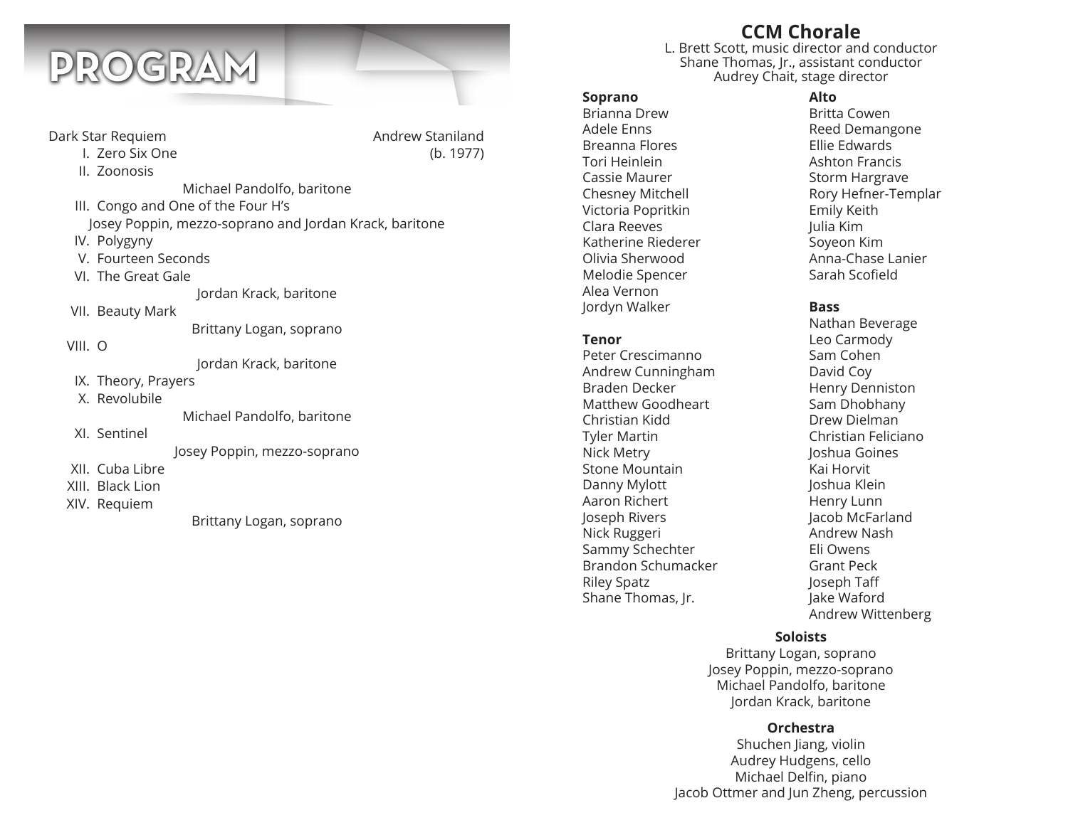# PROGRAM

Dark Star Requiem — Andrew Staniland (b. 1977)

I. Zero Six One

II. Zoonosis

Michael Pandolfo, baritone

III. Congo and One of the Four H's

Josey Poppin, mezzo-soprano and Jordan Krack, baritone

IV. Polygyny

V. Fourteen Seconds

VI. The Great Gale

Jordan Krack, baritone

VII. Beauty Mark

Brittany Logan, soprano

VIII. O

Jordan Krack, baritone

IX. Theory, Prayers

X. Revolubile

Michael Pandolfo, baritone

XI. Sentinel

Josey Poppin, mezzo-soprano

XII. Cuba Libre

XIII. Black Lion

XIV. Requiem

Brittany Logan, soprano

## CCM Chorale

L. Brett Scott, music director and conductor
Shane Thomas, Jr., assistant conductor
Audrey Chait, stage director

**Soprano**
Brianna Drew
Adele Enns
Breanna Flores
Tori Heinlein
Cassie Maurer
Chesney Mitchell
Victoria Popritkin
Clara Reeves
Katherine Riederer
Olivia Sherwood
Melodie Spencer
Alea Vernon
Jordyn Walker

**Tenor**
Peter Crescimanno
Andrew Cunningham
Braden Decker
Matthew Goodheart
Christian Kidd
Tyler Martin
Nick Metry
Stone Mountain
Danny Mylott
Aaron Richert
Joseph Rivers
Nick Ruggeri
Sammy Schechter
Brandon Schumacker
Riley Spatz
Shane Thomas, Jr.

**Alto**
Britta Cowen
Reed Demangone
Ellie Edwards
Ashton Francis
Storm Hargrave
Rory Hefner-Templar
Emily Keith
Julia Kim
Soyeon Kim
Anna-Chase Lanier
Sarah Scofield

**Bass**
Nathan Beverage
Leo Carmody
Sam Cohen
David Coy
Henry Denniston
Sam Dhobhany
Drew Dielman
Christian Feliciano
Joshua Goines
Kai Horvit
Joshua Klein
Henry Lunn
Jacob McFarland
Andrew Nash
Eli Owens
Grant Peck
Joseph Taff
Jake Waford
Andrew Wittenberg

**Soloists**
Brittany Logan, soprano
Josey Poppin, mezzo-soprano
Michael Pandolfo, baritone
Jordan Krack, baritone

**Orchestra**
Shuchen Jiang, violin
Audrey Hudgens, cello
Michael Delfin, piano
Jacob Ottmer and Jun Zheng, percussion